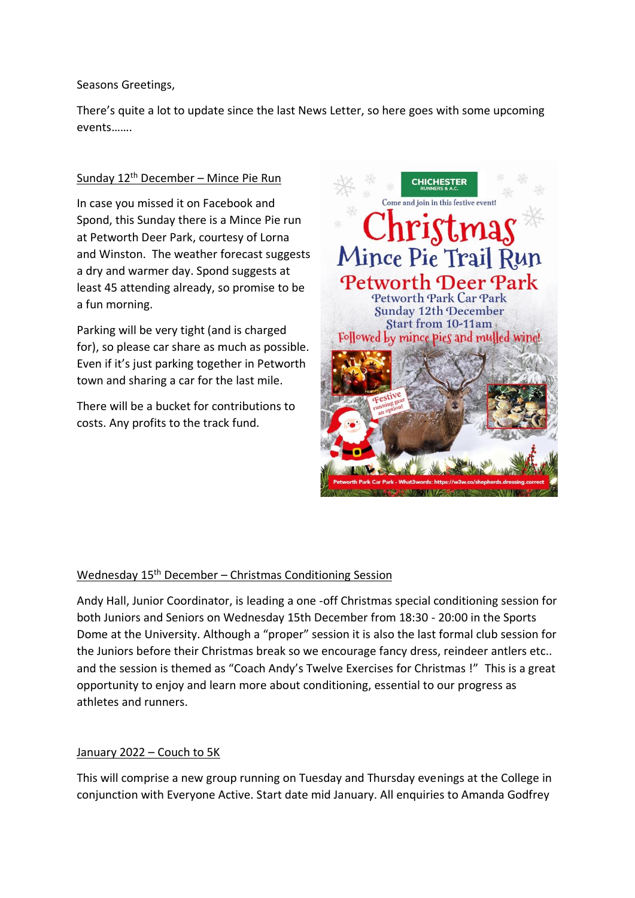Seasons Greetings,

There's quite a lot to update since the last News Letter, so here goes with some upcoming events…….

## Sunday 12th December – Mince Pie Run

In case you missed it on Facebook and Spond, this Sunday there is a Mince Pie run at Petworth Deer Park, courtesy of Lorna and Winston. The weather forecast suggests a dry and warmer day. Spond suggests at least 45 attending already, so promise to be a fun morning.

Parking will be very tight (and is charged for), so please car share as much as possible. Even if it's just parking together in Petworth town and sharing a car for the last mile.

There will be a bucket for contributions to costs. Any profits to the track fund.

CHICHESTER RUNNERS & A.C.

Come and join in this festive event!

**Christmas Mince Pie Trail Run**

**Petworth Deer Park**

Petworth Park Car Park

Sunday 12th December

Start from 10-11am

Followed by mince pies and mulled wine!

Festive running gear an option!

Petworth Park Car Park - What3words: https://w3w.co/shepherds.dressing.correct

## Wednesday 15th December – Christmas Conditioning Session

Andy Hall, Junior Coordinator, is leading a one -off Christmas special conditioning session for both Juniors and Seniors on Wednesday 15th December from 18:30 - 20:00 in the Sports Dome at the University. Although a "proper" session it is also the last formal club session for the Juniors before their Christmas break so we encourage fancy dress, reindeer antlers etc.. and the session is themed as "Coach Andy's Twelve Exercises for Christmas !" This is a great opportunity to enjoy and learn more about conditioning, essential to our progress as athletes and runners.

## January 2022 – Couch to 5K

This will comprise a new group running on Tuesday and Thursday evenings at the College in conjunction with Everyone Active. Start date mid January. All enquiries to Amanda Godfrey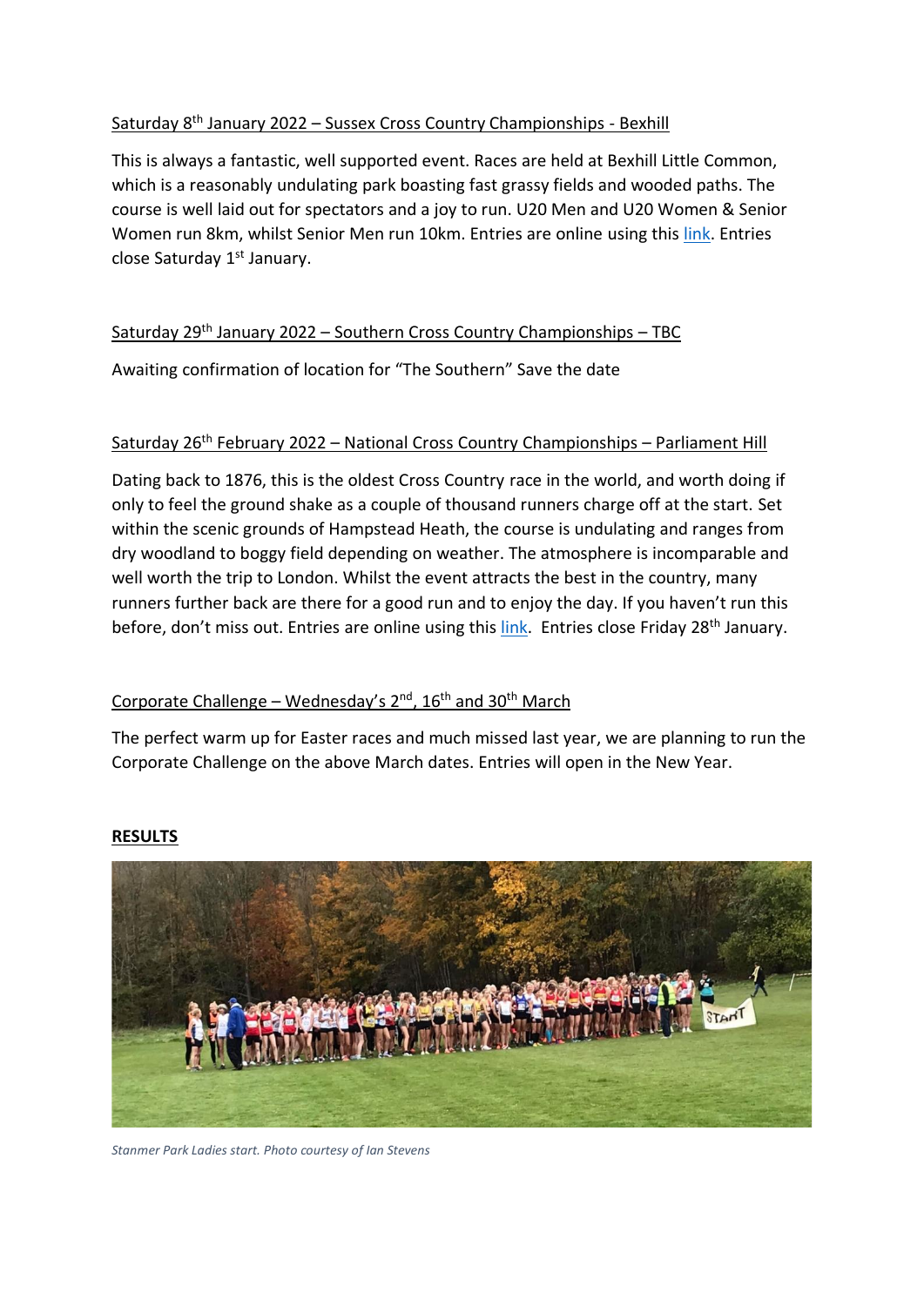Saturday 8th January 2022 – Sussex Cross Country Championships - Bexhill

This is always a fantastic, well supported event. Races are held at Bexhill Little Common, which is a reasonably undulating park boasting fast grassy fields and wooded paths. The course is well laid out for spectators and a joy to run. U20 Men and U20 Women & Senior Women run 8km, whilst Senior Men run 10km. Entries are online using this link. Entries close Saturday 1st January.

Saturday 29th January 2022 – Southern Cross Country Championships – TBC

Awaiting confirmation of location for "The Southern" Save the date

Saturday 26th February 2022 – National Cross Country Championships – Parliament Hill

Dating back to 1876, this is the oldest Cross Country race in the world, and worth doing if only to feel the ground shake as a couple of thousand runners charge off at the start. Set within the scenic grounds of Hampstead Heath, the course is undulating and ranges from dry woodland to boggy field depending on weather. The atmosphere is incomparable and well worth the trip to London. Whilst the event attracts the best in the country, many runners further back are there for a good run and to enjoy the day. If you haven't run this before, don't miss out. Entries are online using this link. Entries close Friday 28th January.

Corporate Challenge – Wednesday's 2nd, 16th and 30th March

The perfect warm up for Easter races and much missed last year, we are planning to run the Corporate Challenge on the above March dates. Entries will open in the New Year.

## RESULTS

*Stanmer Park Ladies start. Photo courtesy of Ian Stevens*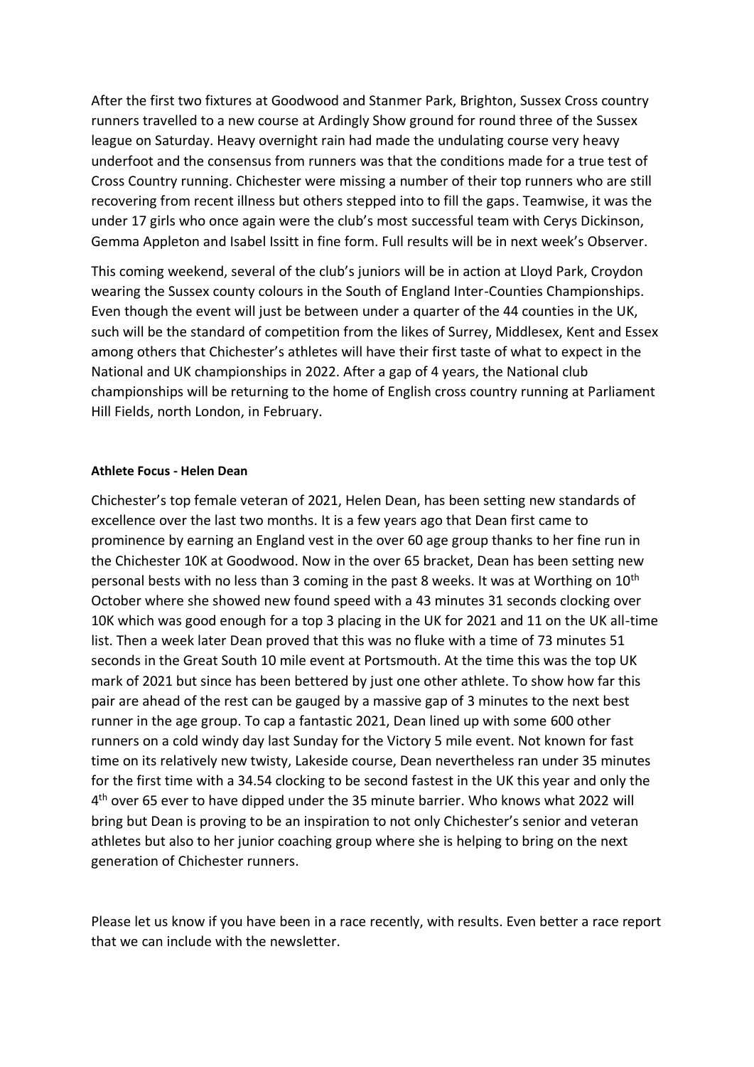After the first two fixtures at Goodwood and Stanmer Park, Brighton, Sussex Cross country runners travelled to a new course at Ardingly Show ground for round three of the Sussex league on Saturday. Heavy overnight rain had made the undulating course very heavy underfoot and the consensus from runners was that the conditions made for a true test of Cross Country running. Chichester were missing a number of their top runners who are still recovering from recent illness but others stepped into to fill the gaps. Teamwise, it was the under 17 girls who once again were the club's most successful team with Cerys Dickinson, Gemma Appleton and Isabel Issitt in fine form. Full results will be in next week's Observer.

This coming weekend, several of the club's juniors will be in action at Lloyd Park, Croydon wearing the Sussex county colours in the South of England Inter-Counties Championships. Even though the event will just be between under a quarter of the 44 counties in the UK, such will be the standard of competition from the likes of Surrey, Middlesex, Kent and Essex among others that Chichester's athletes will have their first taste of what to expect in the National and UK championships in 2022. After a gap of 4 years, the National club championships will be returning to the home of English cross country running at Parliament Hill Fields, north London, in February.

**Athlete Focus - Helen Dean**

Chichester's top female veteran of 2021, Helen Dean, has been setting new standards of excellence over the last two months. It is a few years ago that Dean first came to prominence by earning an England vest in the over 60 age group thanks to her fine run in the Chichester 10K at Goodwood. Now in the over 65 bracket, Dean has been setting new personal bests with no less than 3 coming in the past 8 weeks. It was at Worthing on 10th October where she showed new found speed with a 43 minutes 31 seconds clocking over 10K which was good enough for a top 3 placing in the UK for 2021 and 11 on the UK all-time list. Then a week later Dean proved that this was no fluke with a time of 73 minutes 51 seconds in the Great South 10 mile event at Portsmouth. At the time this was the top UK mark of 2021 but since has been bettered by just one other athlete. To show how far this pair are ahead of the rest can be gauged by a massive gap of 3 minutes to the next best runner in the age group. To cap a fantastic 2021, Dean lined up with some 600 other runners on a cold windy day last Sunday for the Victory 5 mile event. Not known for fast time on its relatively new twisty, Lakeside course, Dean nevertheless ran under 35 minutes for the first time with a 34.54 clocking to be second fastest in the UK this year and only the 4th over 65 ever to have dipped under the 35 minute barrier. Who knows what 2022 will bring but Dean is proving to be an inspiration to not only Chichester's senior and veteran athletes but also to her junior coaching group where she is helping to bring on the next generation of Chichester runners.

Please let us know if you have been in a race recently, with results. Even better a race report that we can include with the newsletter.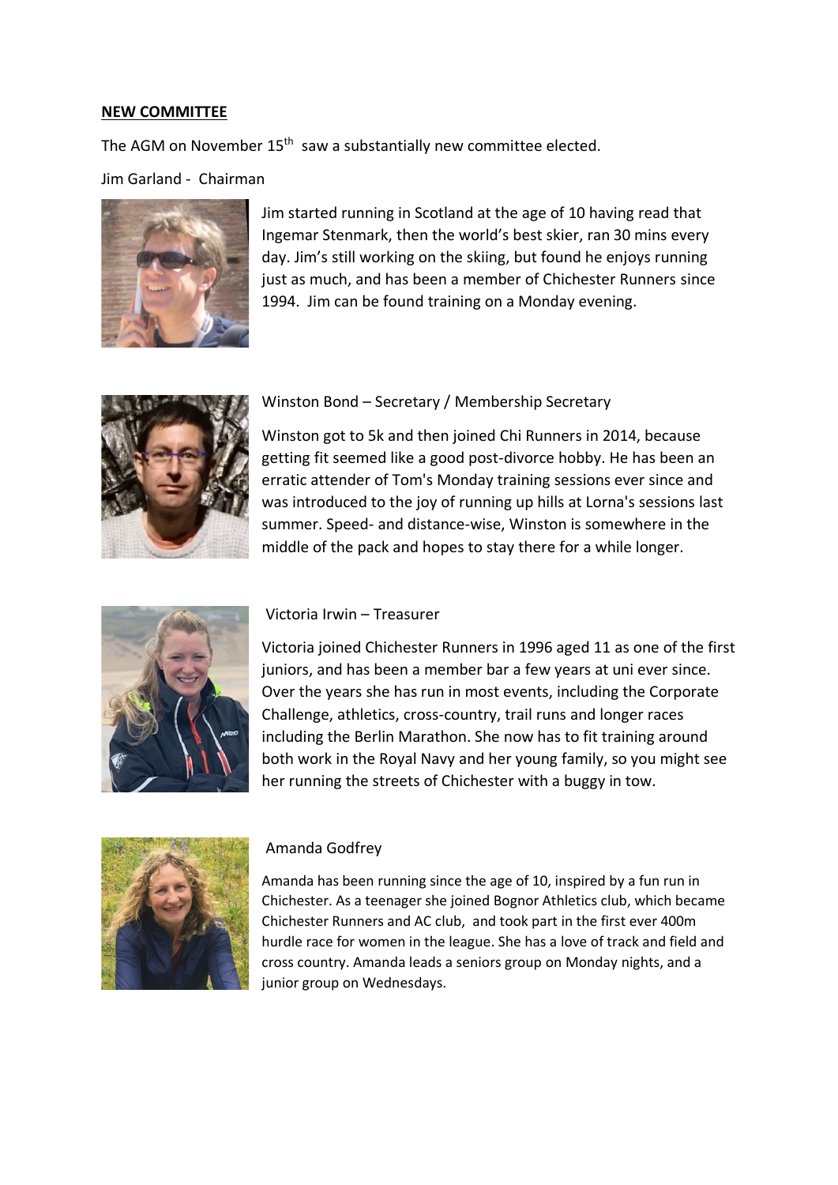**NEW COMMITTEE**

The AGM on November 15th saw a substantially new committee elected.

Jim Garland - Chairman

Jim started running in Scotland at the age of 10 having read that Ingemar Stenmark, then the world's best skier, ran 30 mins every day. Jim's still working on the skiing, but found he enjoys running just as much, and has been a member of Chichester Runners since 1994. Jim can be found training on a Monday evening.

Winston Bond – Secretary / Membership Secretary

Winston got to 5k and then joined Chi Runners in 2014, because getting fit seemed like a good post-divorce hobby. He has been an erratic attender of Tom's Monday training sessions ever since and was introduced to the joy of running up hills at Lorna's sessions last summer. Speed- and distance-wise, Winston is somewhere in the middle of the pack and hopes to stay there for a while longer.

Victoria Irwin – Treasurer

Victoria joined Chichester Runners in 1996 aged 11 as one of the first juniors, and has been a member bar a few years at uni ever since. Over the years she has run in most events, including the Corporate Challenge, athletics, cross-country, trail runs and longer races including the Berlin Marathon. She now has to fit training around both work in the Royal Navy and her young family, so you might see her running the streets of Chichester with a buggy in tow.

Amanda Godfrey

Amanda has been running since the age of 10, inspired by a fun run in Chichester. As a teenager she joined Bognor Athletics club, which became Chichester Runners and AC club, and took part in the first ever 400m hurdle race for women in the league. She has a love of track and field and cross country. Amanda leads a seniors group on Monday nights, and a junior group on Wednesdays.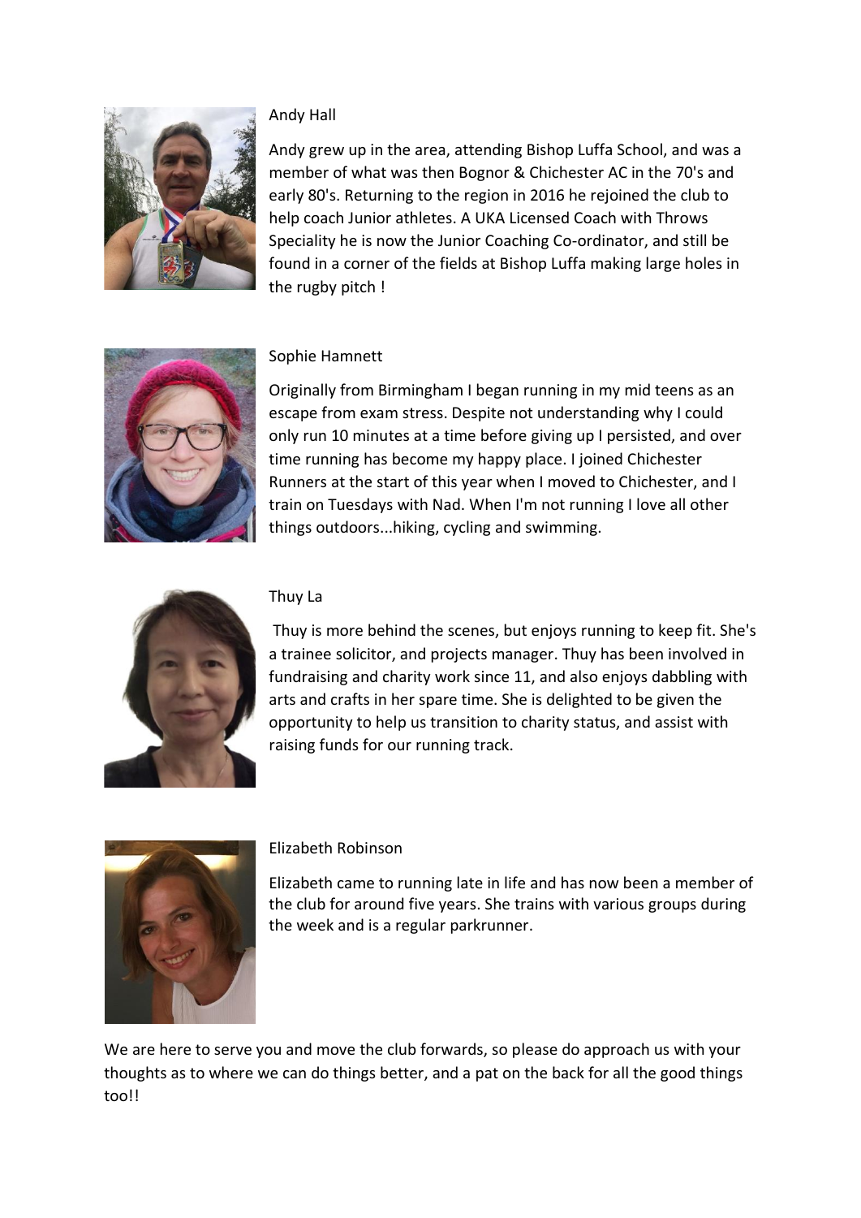### Andy Hall

Andy grew up in the area, attending Bishop Luffa School, and was a member of what was then Bognor & Chichester AC in the 70's and early 80's. Returning to the region in 2016 he rejoined the club to help coach Junior athletes. A UKA Licensed Coach with Throws Speciality he is now the Junior Coaching Co-ordinator, and still be found in a corner of the fields at Bishop Luffa making large holes in the rugby pitch !

### Sophie Hamnett

Originally from Birmingham I began running in my mid teens as an escape from exam stress. Despite not understanding why I could only run 10 minutes at a time before giving up I persisted, and over time running has become my happy place. I joined Chichester Runners at the start of this year when I moved to Chichester, and I train on Tuesdays with Nad. When I'm not running I love all other things outdoors...hiking, cycling and swimming.

### Thuy La

Thuy is more behind the scenes, but enjoys running to keep fit. She's a trainee solicitor, and projects manager. Thuy has been involved in fundraising and charity work since 11, and also enjoys dabbling with arts and crafts in her spare time. She is delighted to be given the opportunity to help us transition to charity status, and assist with raising funds for our running track.

### Elizabeth Robinson

Elizabeth came to running late in life and has now been a member of the club for around five years. She trains with various groups during the week and is a regular parkrunner.

We are here to serve you and move the club forwards, so please do approach us with your thoughts as to where we can do things better, and a pat on the back for all the good things too!!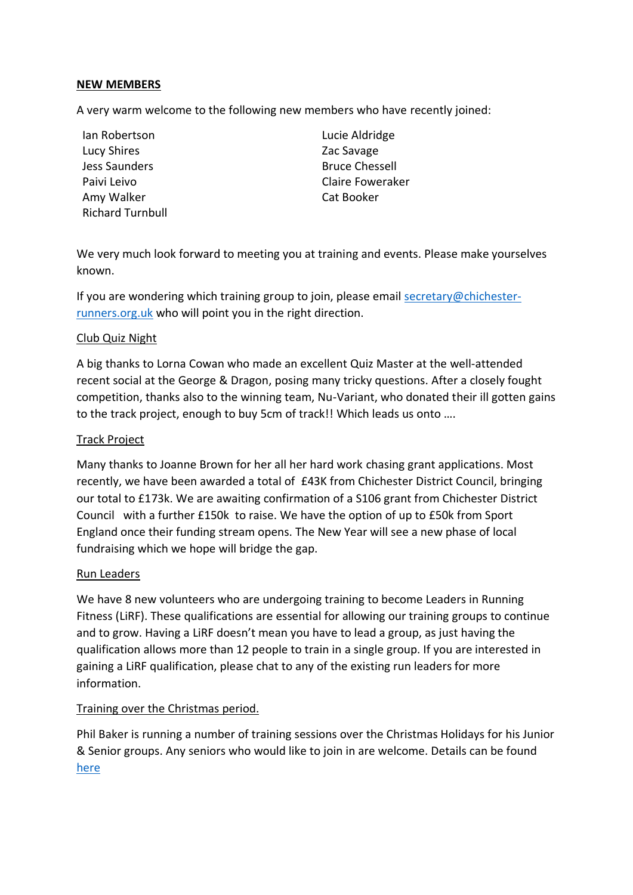## NEW MEMBERS

A very warm welcome to the following new members who have recently joined:

- Ian Robertson
- Lucy Shires
- Jess Saunders
- Paivi Leivo
- Amy Walker
- Richard Turnbull
- Lucie Aldridge
- Zac Savage
- Bruce Chessell
- Claire Foweraker
- Cat Booker

We very much look forward to meeting you at training and events. Please make yourselves known.

If you are wondering which training group to join, please email [secretary@chichester-runners.org.uk](mailto:secretary@chichester-runners.org.uk) who will point you in the right direction.

### Club Quiz Night

A big thanks to Lorna Cowan who made an excellent Quiz Master at the well-attended recent social at the George & Dragon, posing many tricky questions. After a closely fought competition, thanks also to the winning team, Nu-Variant, who donated their ill gotten gains to the track project, enough to buy 5cm of track!! Which leads us onto ….

### Track Project

Many thanks to Joanne Brown for her all her hard work chasing grant applications. Most recently, we have been awarded a total of £43K from Chichester District Council, bringing our total to £173k. We are awaiting confirmation of a S106 grant from Chichester District Council with a further £150k to raise. We have the option of up to £50k from Sport England once their funding stream opens. The New Year will see a new phase of local fundraising which we hope will bridge the gap.

### Run Leaders

We have 8 new volunteers who are undergoing training to become Leaders in Running Fitness (LiRF). These qualifications are essential for allowing our training groups to continue and to grow. Having a LiRF doesn't mean you have to lead a group, as just having the qualification allows more than 12 people to train in a single group. If you are interested in gaining a LiRF qualification, please chat to any of the existing run leaders for more information.

### Training over the Christmas period.

Phil Baker is running a number of training sessions over the Christmas Holidays for his Junior & Senior groups. Any seniors who would like to join in are welcome. Details can be found here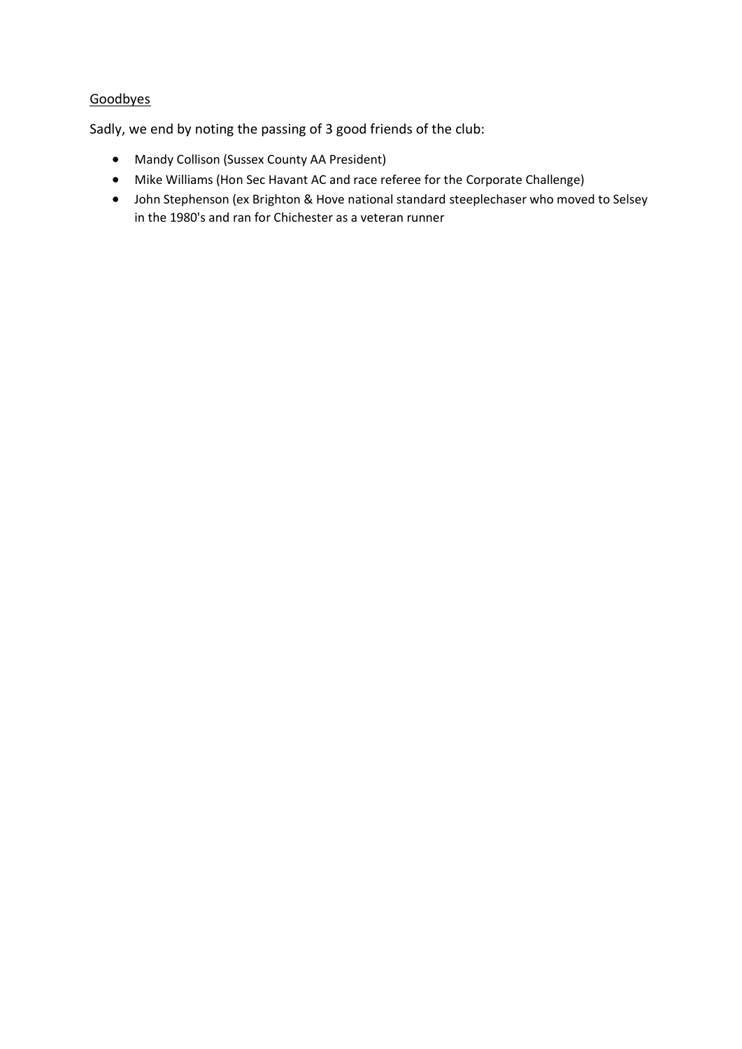<u>Goodbyes</u>

Sadly, we end by noting the passing of 3 good friends of the club:

- Mandy Collison (Sussex County AA President)
- Mike Williams (Hon Sec Havant AC and race referee for the Corporate Challenge)
- John Stephenson (ex Brighton & Hove national standard steeplechaser who moved to Selsey in the 1980's and ran for Chichester as a veteran runner